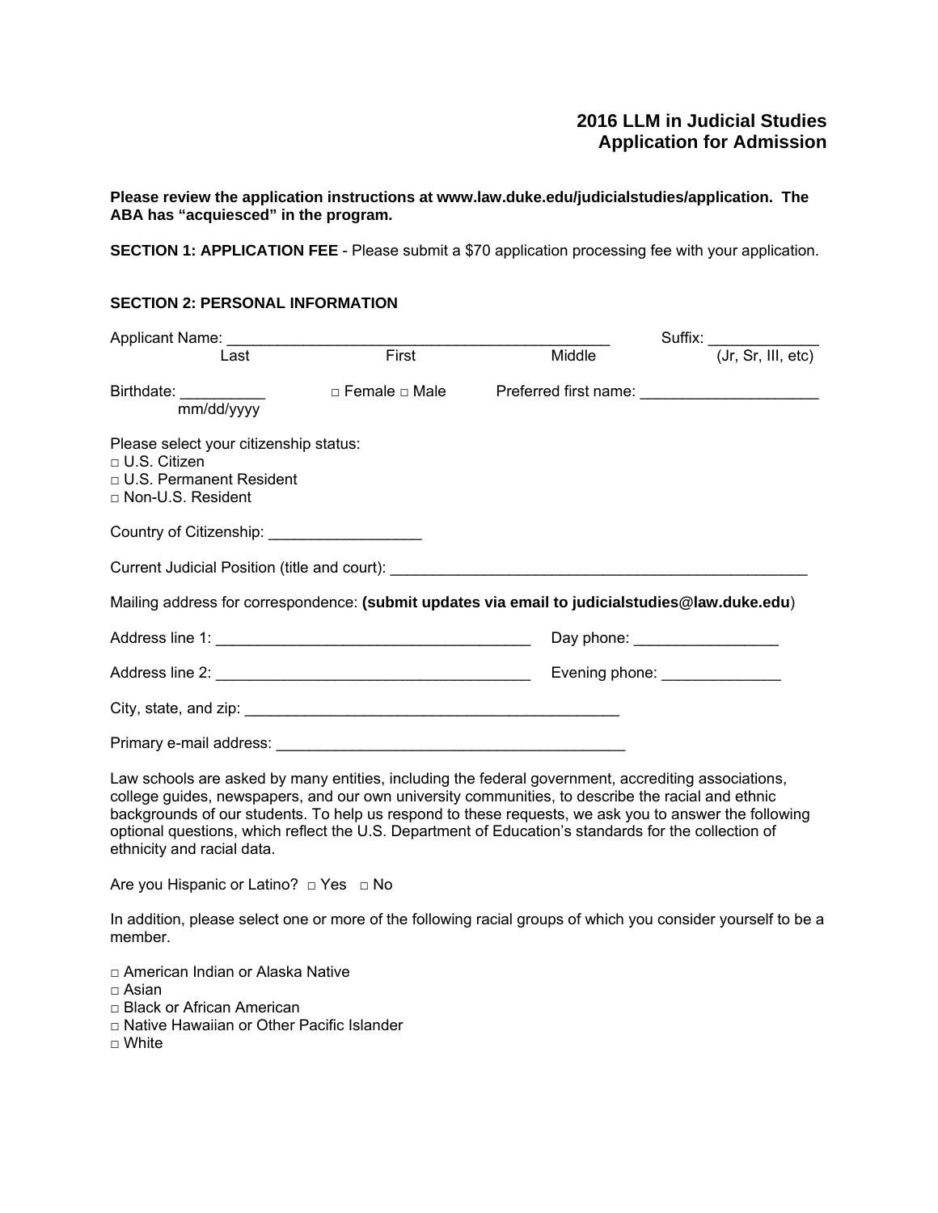# 2016 LLM in Judicial Studies
# Application for Admission

**Please review the application instructions at www.law.duke.edu/judicialstudies/application. The ABA has "acquiesced" in the program.**

**SECTION 1: APPLICATION FEE** - Please submit a $70 application processing fee with your application.

**SECTION 2: PERSONAL INFORMATION**

Applicant Name: ______________________________________________ Suffix: _____________
Last First Middle (Jr, Sr, III, etc)

Birthdate: __________ ☐ Female ☐ Male Preferred first name: _____________________
mm/dd/yyyy

Please select your citizenship status:

☐ U.S. Citizen
☐ U.S. Permanent Resident
☐ Non-U.S. Resident

Country of Citizenship: __________________

Current Judicial Position (title and court): __________________________________________________

Mailing address for correspondence: **(submit updates via email to judicialstudies@law.duke.edu)**

Address line 1: _____________________________________ Day phone: _________________

Address line 2: _____________________________________ Evening phone: ______________

City, state, and zip: _____________________________________________

Primary e-mail address: __________________________________________

Law schools are asked by many entities, including the federal government, accrediting associations, college guides, newspapers, and our own university communities, to describe the racial and ethnic backgrounds of our students. To help us respond to these requests, we ask you to answer the following optional questions, which reflect the U.S. Department of Education's standards for the collection of ethnicity and racial data.

Are you Hispanic or Latino? ☐ Yes ☐ No

In addition, please select one or more of the following racial groups of which you consider yourself to be a member.

☐ American Indian or Alaska Native
☐ Asian
☐ Black or African American
☐ Native Hawaiian or Other Pacific Islander
☐ White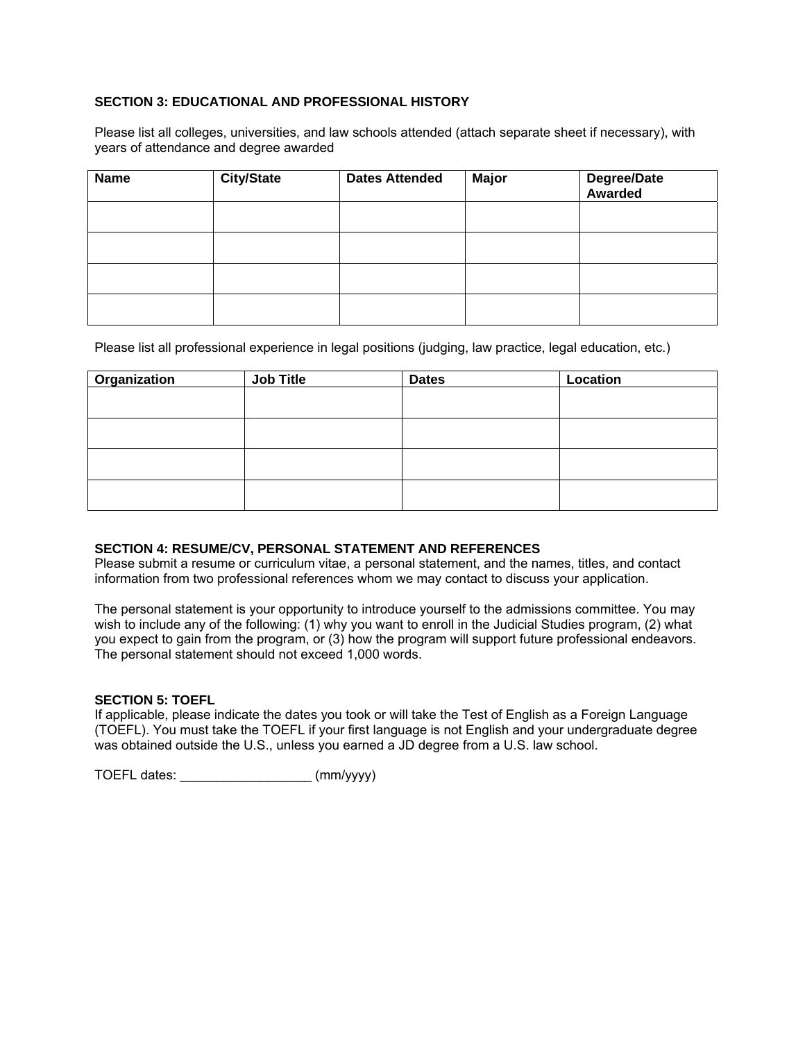### SECTION 3: EDUCATIONAL AND PROFESSIONAL HISTORY

Please list all colleges, universities, and law schools attended (attach separate sheet if necessary), with years of attendance and degree awarded

| Name | City/State | Dates Attended | Major | Degree/Date Awarded |
| --- | --- | --- | --- | --- |
| | | | | |
| | | | | |
| | | | | |
| | | | | |

Please list all professional experience in legal positions (judging, law practice, legal education, etc.)

| Organization | Job Title | Dates | Location |
| --- | --- | --- | --- |
| | | | |
| | | | |
| | | | |
| | | | |

### SECTION 4: RESUME/CV, PERSONAL STATEMENT AND REFERENCES

Please submit a resume or curriculum vitae, a personal statement, and the names, titles, and contact information from two professional references whom we may contact to discuss your application.

The personal statement is your opportunity to introduce yourself to the admissions committee. You may wish to include any of the following: (1) why you want to enroll in the Judicial Studies program, (2) what you expect to gain from the program, or (3) how the program will support future professional endeavors. The personal statement should not exceed 1,000 words.

### SECTION 5: TOEFL

If applicable, please indicate the dates you took or will take the Test of English as a Foreign Language (TOEFL). You must take the TOEFL if your first language is not English and your undergraduate degree was obtained outside the U.S., unless you earned a JD degree from a U.S. law school.

TOEFL dates: __________________ (mm/yyyy)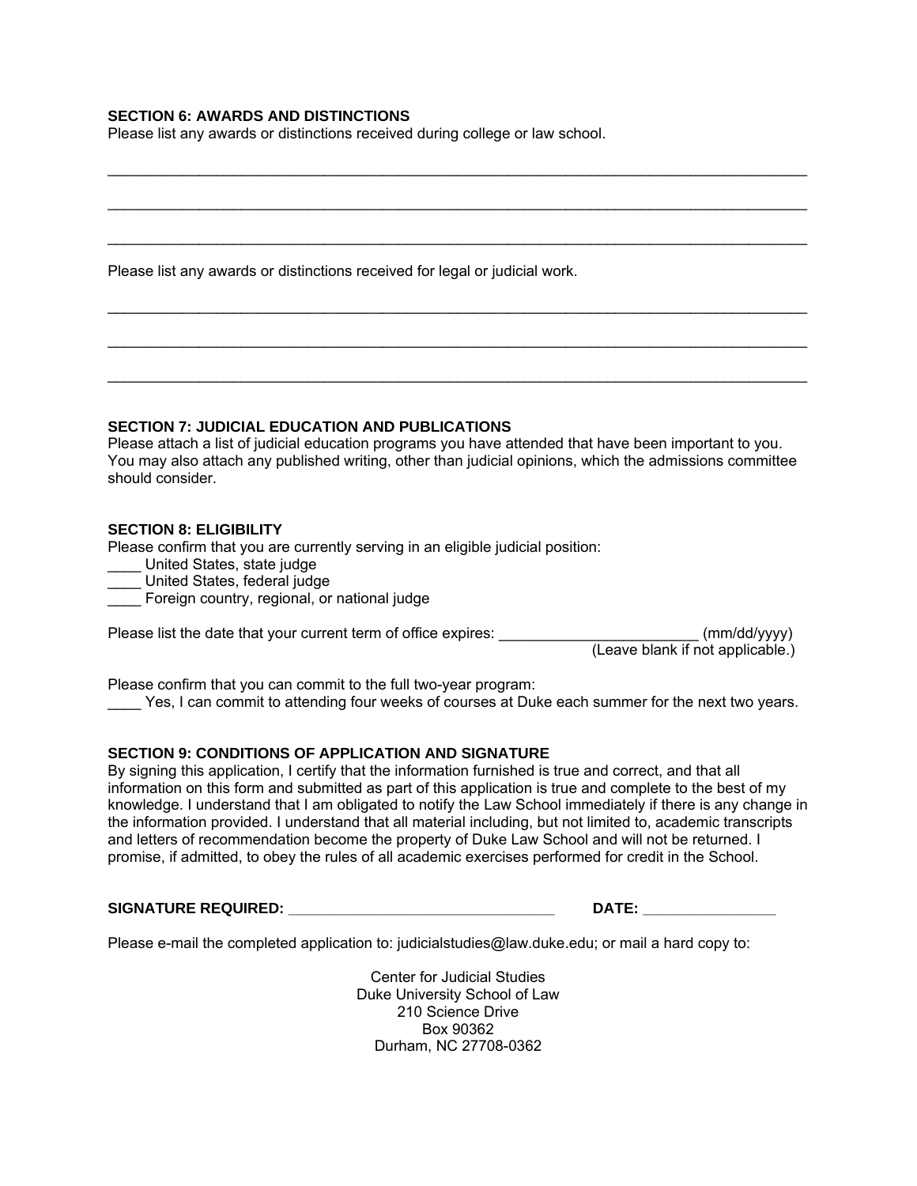**SECTION 6: AWARDS AND DISTINCTIONS**

Please list any awards or distinctions received during college or law school.

\_\_\_\_\_\_\_\_\_\_\_\_\_\_\_\_\_\_\_\_\_\_\_\_\_\_\_\_\_\_\_\_\_\_\_\_\_\_\_\_\_\_\_\_\_\_\_\_\_\_\_\_\_\_\_\_\_\_\_\_\_\_\_\_\_\_\_\_\_\_\_\_\_\_\_\_\_\_

\_\_\_\_\_\_\_\_\_\_\_\_\_\_\_\_\_\_\_\_\_\_\_\_\_\_\_\_\_\_\_\_\_\_\_\_\_\_\_\_\_\_\_\_\_\_\_\_\_\_\_\_\_\_\_\_\_\_\_\_\_\_\_\_\_\_\_\_\_\_\_\_\_\_\_\_\_\_

\_\_\_\_\_\_\_\_\_\_\_\_\_\_\_\_\_\_\_\_\_\_\_\_\_\_\_\_\_\_\_\_\_\_\_\_\_\_\_\_\_\_\_\_\_\_\_\_\_\_\_\_\_\_\_\_\_\_\_\_\_\_\_\_\_\_\_\_\_\_\_\_\_\_\_\_\_\_

Please list any awards or distinctions received for legal or judicial work.

\_\_\_\_\_\_\_\_\_\_\_\_\_\_\_\_\_\_\_\_\_\_\_\_\_\_\_\_\_\_\_\_\_\_\_\_\_\_\_\_\_\_\_\_\_\_\_\_\_\_\_\_\_\_\_\_\_\_\_\_\_\_\_\_\_\_\_\_\_\_\_\_\_\_\_\_\_\_

\_\_\_\_\_\_\_\_\_\_\_\_\_\_\_\_\_\_\_\_\_\_\_\_\_\_\_\_\_\_\_\_\_\_\_\_\_\_\_\_\_\_\_\_\_\_\_\_\_\_\_\_\_\_\_\_\_\_\_\_\_\_\_\_\_\_\_\_\_\_\_\_\_\_\_\_\_\_

\_\_\_\_\_\_\_\_\_\_\_\_\_\_\_\_\_\_\_\_\_\_\_\_\_\_\_\_\_\_\_\_\_\_\_\_\_\_\_\_\_\_\_\_\_\_\_\_\_\_\_\_\_\_\_\_\_\_\_\_\_\_\_\_\_\_\_\_\_\_\_\_\_\_\_\_\_\_

**SECTION 7: JUDICIAL EDUCATION AND PUBLICATIONS**

Please attach a list of judicial education programs you have attended that have been important to you. You may also attach any published writing, other than judicial opinions, which the admissions committee should consider.

**SECTION 8: ELIGIBILITY**

Please confirm that you are currently serving in an eligible judicial position:

\_\_\_\_ United States, state judge  
\_\_\_\_ United States, federal judge  
\_\_\_\_ Foreign country, regional, or national judge

Please list the date that your current term of office expires: \_\_\_\_\_\_\_\_\_\_\_\_\_\_\_\_\_\_\_\_\_\_\_\_ (mm/dd/yyyy)  
(Leave blank if not applicable.)

Please confirm that you can commit to the full two-year program:

\_\_\_\_ Yes, I can commit to attending four weeks of courses at Duke each summer for the next two years.

**SECTION 9: CONDITIONS OF APPLICATION AND SIGNATURE**

By signing this application, I certify that the information furnished is true and correct, and that all information on this form and submitted as part of this application is true and complete to the best of my knowledge. I understand that I am obligated to notify the Law School immediately if there is any change in the information provided. I understand that all material including, but not limited to, academic transcripts and letters of recommendation become the property of Duke Law School and will not be returned. I promise, if admitted, to obey the rules of all academic exercises performed for credit in the School.

**SIGNATURE REQUIRED: \_\_\_\_\_\_\_\_\_\_\_\_\_\_\_\_\_\_\_\_\_\_\_\_\_\_\_\_\_\_\_\_ DATE: \_\_\_\_\_\_\_\_\_\_\_\_\_\_\_\_**

Please e-mail the completed application to: judicialstudies@law.duke.edu; or mail a hard copy to:

Center for Judicial Studies  
Duke University School of Law  
210 Science Drive  
Box 90362  
Durham, NC 27708-0362